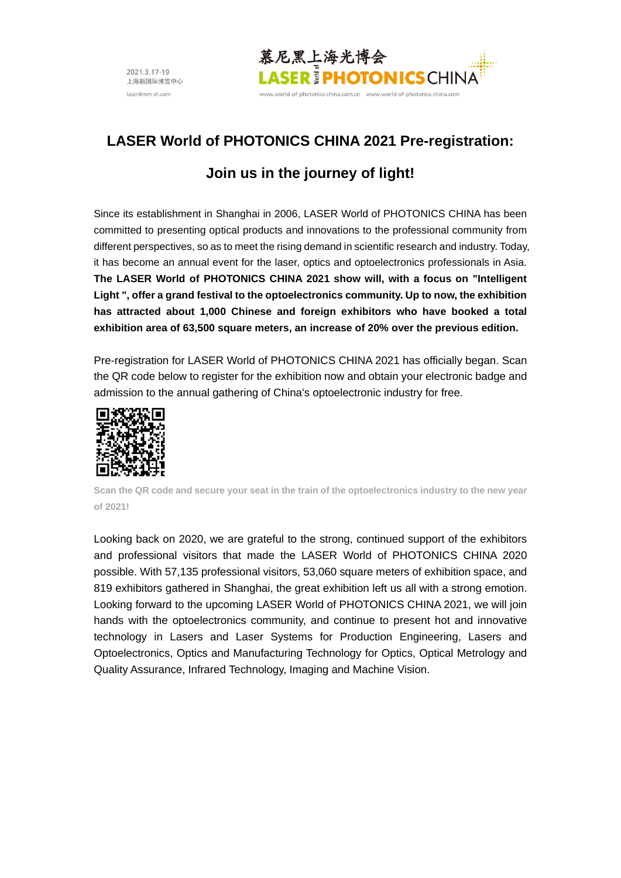2021.3.17-19
上海新国际博览中心
laser@mm-sh.com

慕尼黑上海光博会
LASER World of PHOTONICS CHINA
www.world-of-photonics-china.com.cn www.world-of-photonics-china.com

# LASER World of PHOTONICS CHINA 2021 Pre-registration:

# Join us in the journey of light!

Since its establishment in Shanghai in 2006, LASER World of PHOTONICS CHINA has been committed to presenting optical products and innovations to the professional community from different perspectives, so as to meet the rising demand in scientific research and industry. Today, it has become an annual event for the laser, optics and optoelectronics professionals in Asia. **The LASER World of PHOTONICS CHINA 2021 show will, with a focus on "Intelligent Light ", offer a grand festival to the optoelectronics community. Up to now, the exhibition has attracted about 1,000 Chinese and foreign exhibitors who have booked a total exhibition area of 63,500 square meters, an increase of 20% over the previous edition.**

Pre-registration for LASER World of PHOTONICS CHINA 2021 has officially began. Scan the QR code below to register for the exhibition now and obtain your electronic badge and admission to the annual gathering of China's optoelectronic industry for free.

**Scan the QR code and secure your seat in the train of the optoelectronics industry to the new year of 2021!**

Looking back on 2020, we are grateful to the strong, continued support of the exhibitors and professional visitors that made the LASER World of PHOTONICS CHINA 2020 possible. With 57,135 professional visitors, 53,060 square meters of exhibition space, and 819 exhibitors gathered in Shanghai, the great exhibition left us all with a strong emotion. Looking forward to the upcoming LASER World of PHOTONICS CHINA 2021, we will join hands with the optoelectronics community, and continue to present hot and innovative technology in Lasers and Laser Systems for Production Engineering, Lasers and Optoelectronics, Optics and Manufacturing Technology for Optics, Optical Metrology and Quality Assurance, Infrared Technology, Imaging and Machine Vision.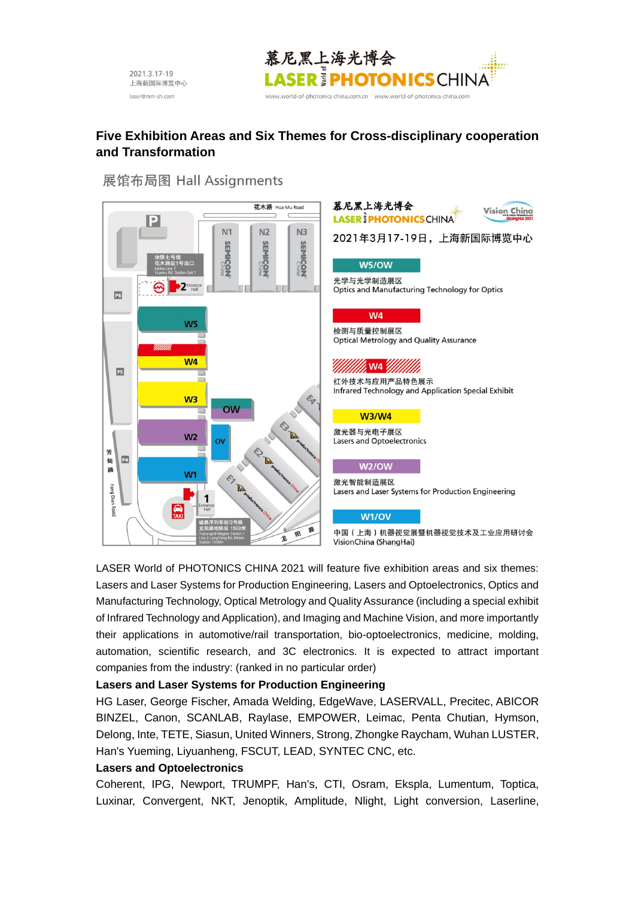## Five Exhibition Areas and Six Themes for Cross-disciplinary cooperation and Transformation

展馆布局图 Hall Assignments

慕尼黑上海光博会 LASER World of PHOTONICS CHINA

2021年3月17-19日，上海新国际博览中心

**W5/OW**
光学与光学制造展区
Optics and Manufacturing Technology for Optics

**W4**
检测与质量控制展区
Optical Metrology and Quality Assurance

**W4**
红外技术与应用产品特色展示
Infrared Technology and Application Special Exhibit

**W3/W4**
激光器与光电子展区
Lasers and Optoelectronics

**W2/OW**
激光智能制造展区
Lasers and Laser Systems for Production Engineering

**W1/OV**
中国（上海）机器视觉展暨机器视觉技术及工业应用研讨会
VisionChina (ShangHai)

LASER World of PHOTONICS CHINA 2021 will feature five exhibition areas and six themes: Lasers and Laser Systems for Production Engineering, Lasers and Optoelectronics, Optics and Manufacturing Technology, Optical Metrology and Quality Assurance (including a special exhibit of Infrared Technology and Application), and Imaging and Machine Vision, and more importantly their applications in automotive/rail transportation, bio-optoelectronics, medicine, molding, automation, scientific research, and 3C electronics. It is expected to attract important companies from the industry: (ranked in no particular order)

**Lasers and Laser Systems for Production Engineering**

HG Laser, George Fischer, Amada Welding, EdgeWave, LASERVALL, Precitec, ABICOR BINZEL, Canon, SCANLAB, Raylase, EMPOWER, Leimac, Penta Chutian, Hymson, Delong, Inte, TETE, Siasun, United Winners, Strong, Zhongke Raycham, Wuhan LUSTER, Han's Yueming, Liyuanheng, FSCUT, LEAD, SYNTEC CNC, etc.

**Lasers and Optoelectronics**

Coherent, IPG, Newport, TRUMPF, Han's, CTI, Osram, Ekspla, Lumentum, Toptica, Luxinar, Convergent, NKT, Jenoptik, Amplitude, Nlight, Light conversion, Laserline,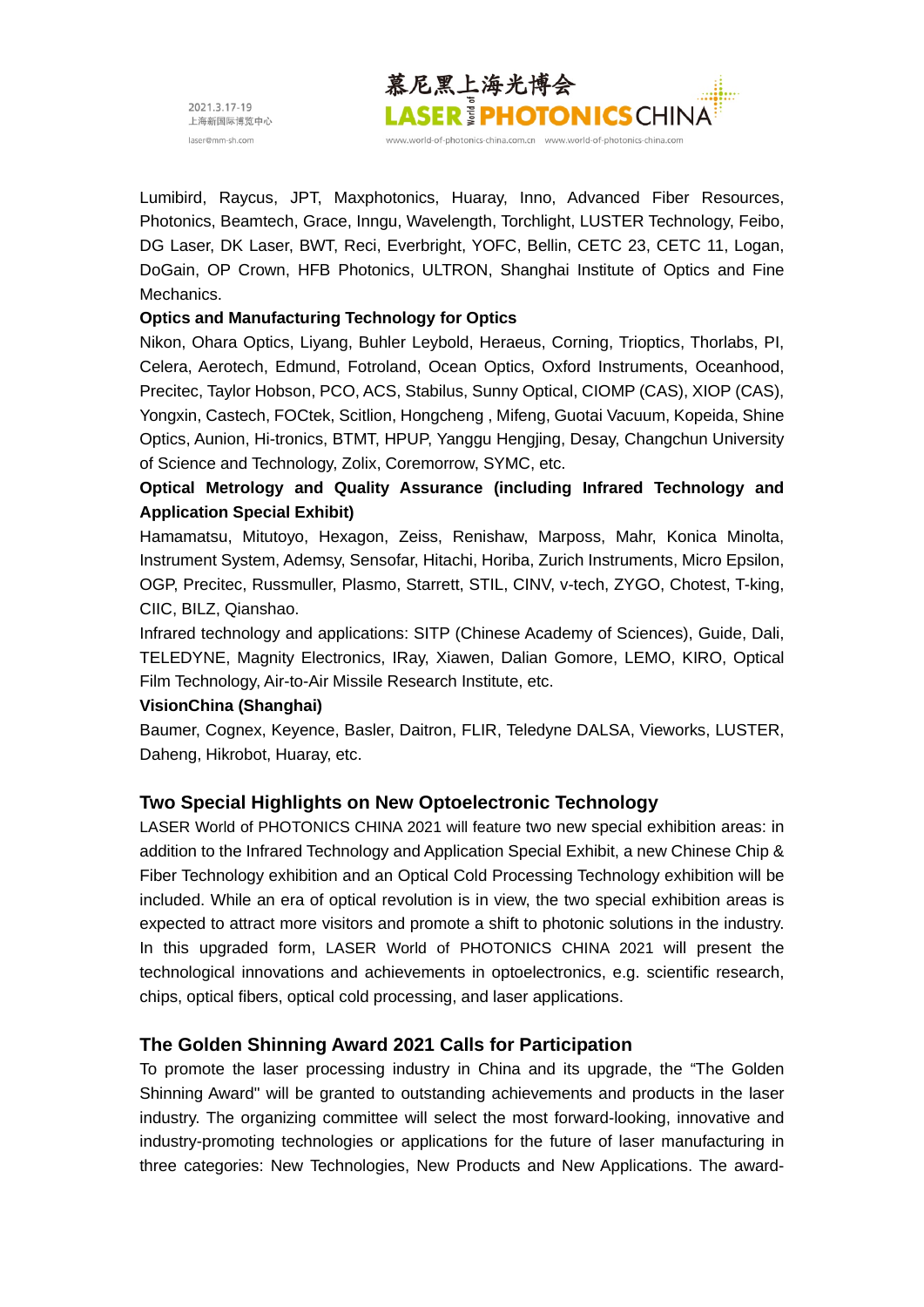Lumibird, Raycus, JPT, Maxphotonics, Huaray, Inno, Advanced Fiber Resources, Photonics, Beamtech, Grace, Inngu, Wavelength, Torchlight, LUSTER Technology, Feibo, DG Laser, DK Laser, BWT, Reci, Everbright, YOFC, Bellin, CETC 23, CETC 11, Logan, DoGain, OP Crown, HFB Photonics, ULTRON, Shanghai Institute of Optics and Fine Mechanics.

**Optics and Manufacturing Technology for Optics**

Nikon, Ohara Optics, Liyang, Buhler Leybold, Heraeus, Corning, Trioptics, Thorlabs, PI, Celera, Aerotech, Edmund, Fotroland, Ocean Optics, Oxford Instruments, Oceanhood, Precitec, Taylor Hobson, PCO, ACS, Stabilus, Sunny Optical, CIOMP (CAS), XIOP (CAS), Yongxin, Castech, FOCtek, Scitlion, Hongcheng , Mifeng, Guotai Vacuum, Kopeida, Shine Optics, Aunion, Hi-tronics, BTMT, HPUP, Yanggu Hengjing, Desay, Changchun University of Science and Technology, Zolix, Coremorrow, SYMC, etc.

**Optical Metrology and Quality Assurance (including Infrared Technology and Application Special Exhibit)**

Hamamatsu, Mitutoyo, Hexagon, Zeiss, Renishaw, Marposs, Mahr, Konica Minolta, Instrument System, Ademsy, Sensofar, Hitachi, Horiba, Zurich Instruments, Micro Epsilon, OGP, Precitec, Russmuller, Plasmo, Starrett, STIL, CINV, v-tech, ZYGO, Chotest, T-king, CIIC, BILZ, Qianshao.

Infrared technology and applications: SITP (Chinese Academy of Sciences), Guide, Dali, TELEDYNE, Magnity Electronics, IRay, Xiawen, Dalian Gomore, LEMO, KIRO, Optical Film Technology, Air-to-Air Missile Research Institute, etc.

**VisionChina (Shanghai)**

Baumer, Cognex, Keyence, Basler, Daitron, FLIR, Teledyne DALSA, Vieworks, LUSTER, Daheng, Hikrobot, Huaray, etc.

## Two Special Highlights on New Optoelectronic Technology

LASER World of PHOTONICS CHINA 2021 will feature two new special exhibition areas: in addition to the Infrared Technology and Application Special Exhibit, a new Chinese Chip & Fiber Technology exhibition and an Optical Cold Processing Technology exhibition will be included. While an era of optical revolution is in view, the two special exhibition areas is expected to attract more visitors and promote a shift to photonic solutions in the industry. In this upgraded form, LASER World of PHOTONICS CHINA 2021 will present the technological innovations and achievements in optoelectronics, e.g. scientific research, chips, optical fibers, optical cold processing, and laser applications.

## The Golden Shinning Award 2021 Calls for Participation

To promote the laser processing industry in China and its upgrade, the "The Golden Shinning Award" will be granted to outstanding achievements and products in the laser industry. The organizing committee will select the most forward-looking, innovative and industry-promoting technologies or applications for the future of laser manufacturing in three categories: New Technologies, New Products and New Applications. The award-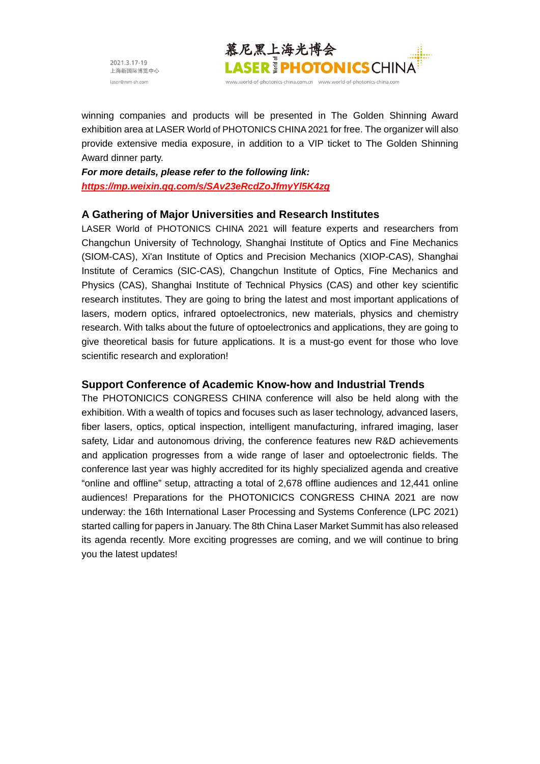winning companies and products will be presented in The Golden Shinning Award exhibition area at LASER World of PHOTONICS CHINA 2021 for free. The organizer will also provide extensive media exposure, in addition to a VIP ticket to The Golden Shinning Award dinner party.

***For more details, please refer to the following link:***
***https://mp.weixin.qq.com/s/SAv23eRcdZoJfmyYl5K4zg***

## A Gathering of Major Universities and Research Institutes

LASER World of PHOTONICS CHINA 2021 will feature experts and researchers from Changchun University of Technology, Shanghai Institute of Optics and Fine Mechanics (SIOM-CAS), Xi'an Institute of Optics and Precision Mechanics (XIOP-CAS), Shanghai Institute of Ceramics (SIC-CAS), Changchun Institute of Optics, Fine Mechanics and Physics (CAS), Shanghai Institute of Technical Physics (CAS) and other key scientific research institutes. They are going to bring the latest and most important applications of lasers, modern optics, infrared optoelectronics, new materials, physics and chemistry research. With talks about the future of optoelectronics and applications, they are going to give theoretical basis for future applications. It is a must-go event for those who love scientific research and exploration!

## Support Conference of Academic Know-how and Industrial Trends

The PHOTONICICS CONGRESS CHINA conference will also be held along with the exhibition. With a wealth of topics and focuses such as laser technology, advanced lasers, fiber lasers, optics, optical inspection, intelligent manufacturing, infrared imaging, laser safety, Lidar and autonomous driving, the conference features new R&D achievements and application progresses from a wide range of laser and optoelectronic fields. The conference last year was highly accredited for its highly specialized agenda and creative “online and offline” setup, attracting a total of 2,678 offline audiences and 12,441 online audiences! Preparations for the PHOTONICICS CONGRESS CHINA 2021 are now underway: the 16th International Laser Processing and Systems Conference (LPC 2021) started calling for papers in January. The 8th China Laser Market Summit has also released its agenda recently. More exciting progresses are coming, and we will continue to bring you the latest updates!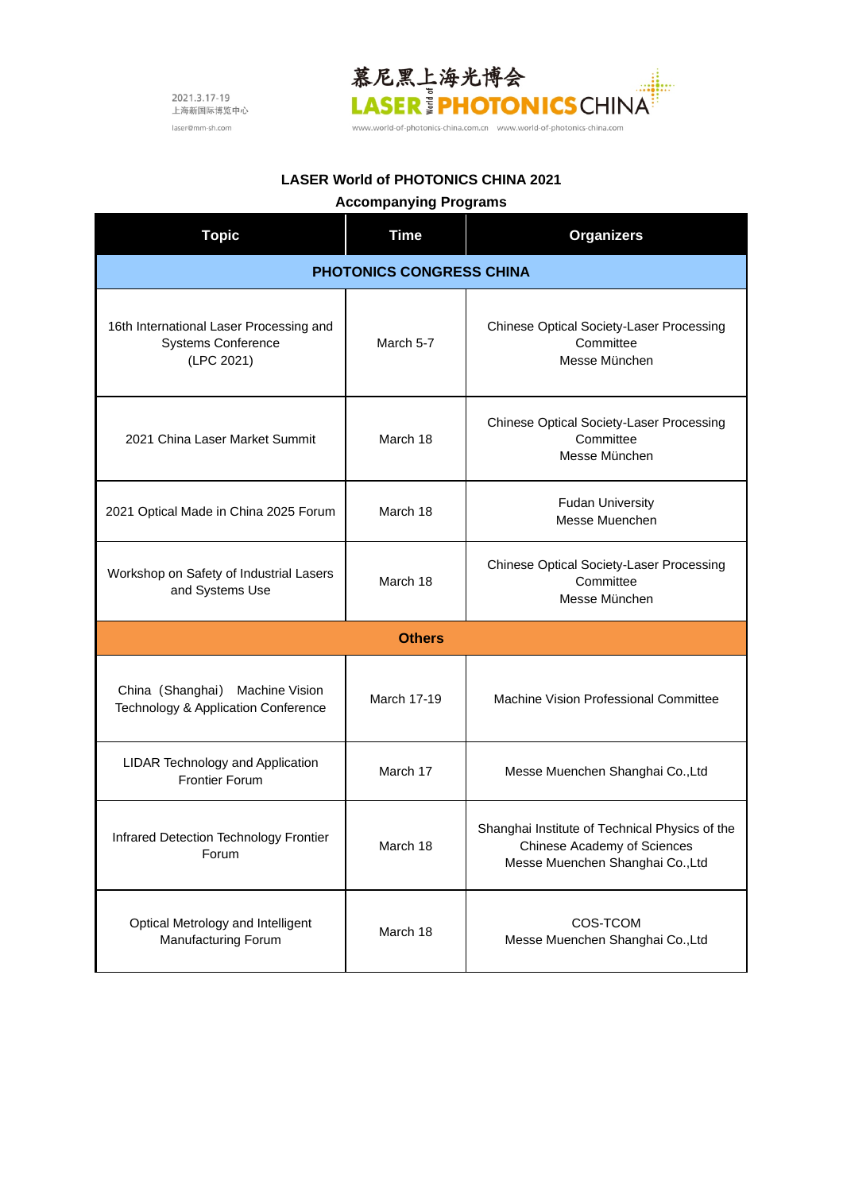2021.3.17-19
上海新国际博览中心
laser@mm-sh.com

慕尼黑上海光博会
LASER World of PHOTONICS CHINA

www.world-of-photonics-china.com.cn www.world-of-photonics-china.com

## LASER World of PHOTONICS CHINA 2021

### Accompanying Programs

| Topic | Time | Organizers |
|---|---|---|
| **PHOTONICS CONGRESS CHINA** | | |
| 16th International Laser Processing and Systems Conference (LPC 2021) | March 5-7 | Chinese Optical Society-Laser Processing Committee<br>Messe München |
| 2021 China Laser Market Summit | March 18 | Chinese Optical Society-Laser Processing Committee<br>Messe München |
| 2021 Optical Made in China 2025 Forum | March 18 | Fudan University<br>Messe Muenchen |
| Workshop on Safety of Industrial Lasers and Systems Use | March 18 | Chinese Optical Society-Laser Processing Committee<br>Messe München |
| **Others** | | |
| China（Shanghai） Machine Vision Technology & Application Conference | March 17-19 | Machine Vision Professional Committee |
| LIDAR Technology and Application Frontier Forum | March 17 | Messe Muenchen Shanghai Co.,Ltd |
| Infrared Detection Technology Frontier Forum | March 18 | Shanghai Institute of Technical Physics of the Chinese Academy of Sciences<br>Messe Muenchen Shanghai Co.,Ltd |
| Optical Metrology and Intelligent Manufacturing Forum | March 18 | COS-TCOM<br>Messe Muenchen Shanghai Co.,Ltd |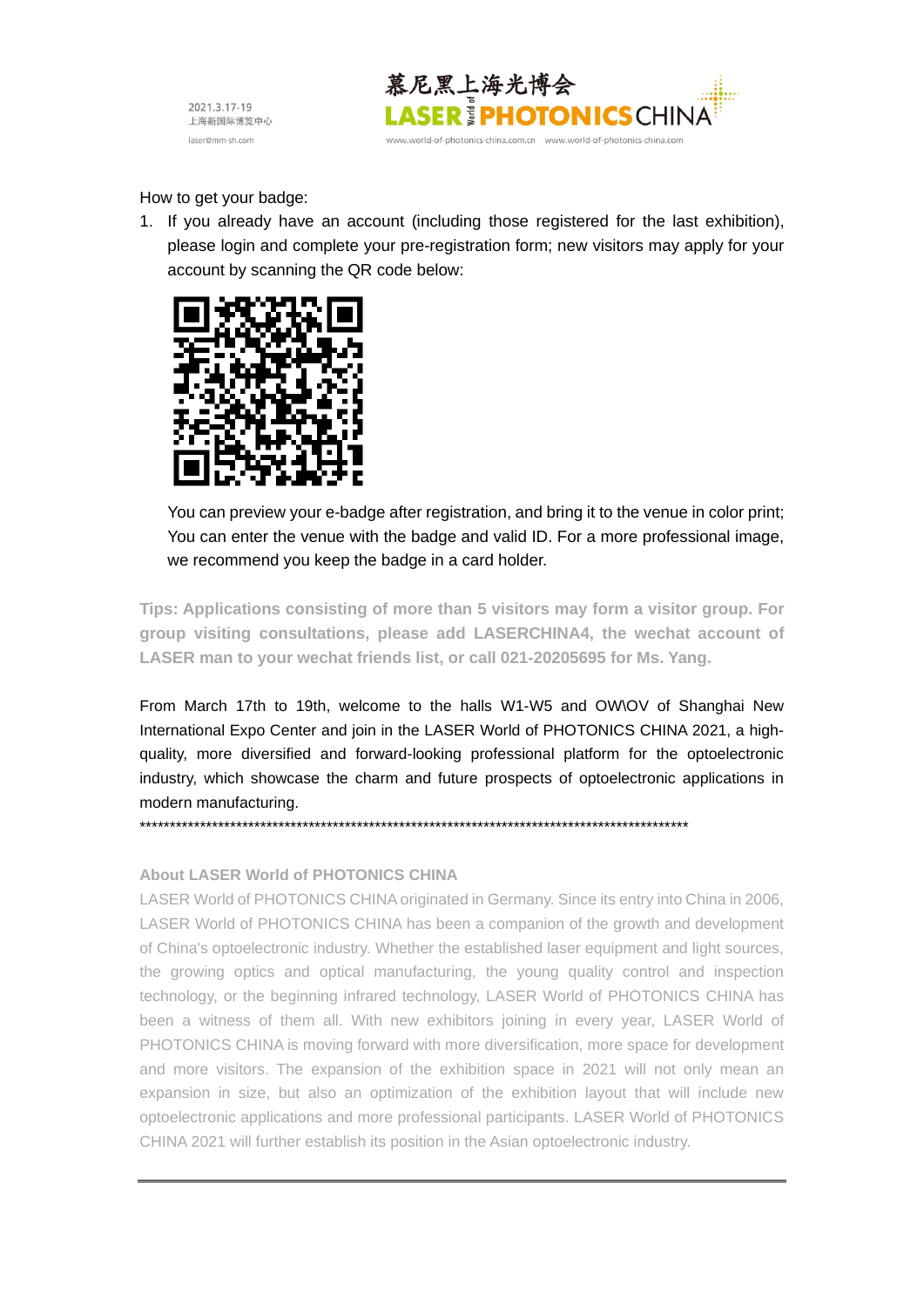How to get your badge:

1. If you already have an account (including those registered for the last exhibition), please login and complete your pre-registration form; new visitors may apply for your account by scanning the QR code below:

   You can preview your e-badge after registration, and bring it to the venue in color print; You can enter the venue with the badge and valid ID. For a more professional image, we recommend you keep the badge in a card holder.

**Tips: Applications consisting of more than 5 visitors may form a visitor group. For group visiting consultations, please add LASERCHINA4, the wechat account of LASER man to your wechat friends list, or call 021-20205695 for Ms. Yang.**

From March 17th to 19th, welcome to the halls W1-W5 and OW\OV of Shanghai New International Expo Center and join in the LASER World of PHOTONICS CHINA 2021, a high-quality, more diversified and forward-looking professional platform for the optoelectronic industry, which showcase the charm and future prospects of optoelectronic applications in modern manufacturing.

\*\*\*\*\*\*\*\*\*\*\*\*\*\*\*\*\*\*\*\*\*\*\*\*\*\*\*\*\*\*\*\*\*\*\*\*\*\*\*\*\*\*\*\*\*\*\*\*\*\*\*\*\*\*\*\*\*\*\*\*\*\*\*\*\*\*\*\*\*\*\*\*\*\*\*\*\*\*\*\*\*\*\*\*\*\*\*\*\*\*\*\*\*\*\*\*\*\*\*

**About LASER World of PHOTONICS CHINA**

LASER World of PHOTONICS CHINA originated in Germany. Since its entry into China in 2006, LASER World of PHOTONICS CHINA has been a companion of the growth and development of China's optoelectronic industry. Whether the established laser equipment and light sources, the growing optics and optical manufacturing, the young quality control and inspection technology, or the beginning infrared technology, LASER World of PHOTONICS CHINA has been a witness of them all. With new exhibitors joining in every year, LASER World of PHOTONICS CHINA is moving forward with more diversification, more space for development and more visitors. The expansion of the exhibition space in 2021 will not only mean an expansion in size, but also an optimization of the exhibition layout that will include new optoelectronic applications and more professional participants. LASER World of PHOTONICS CHINA 2021 will further establish its position in the Asian optoelectronic industry.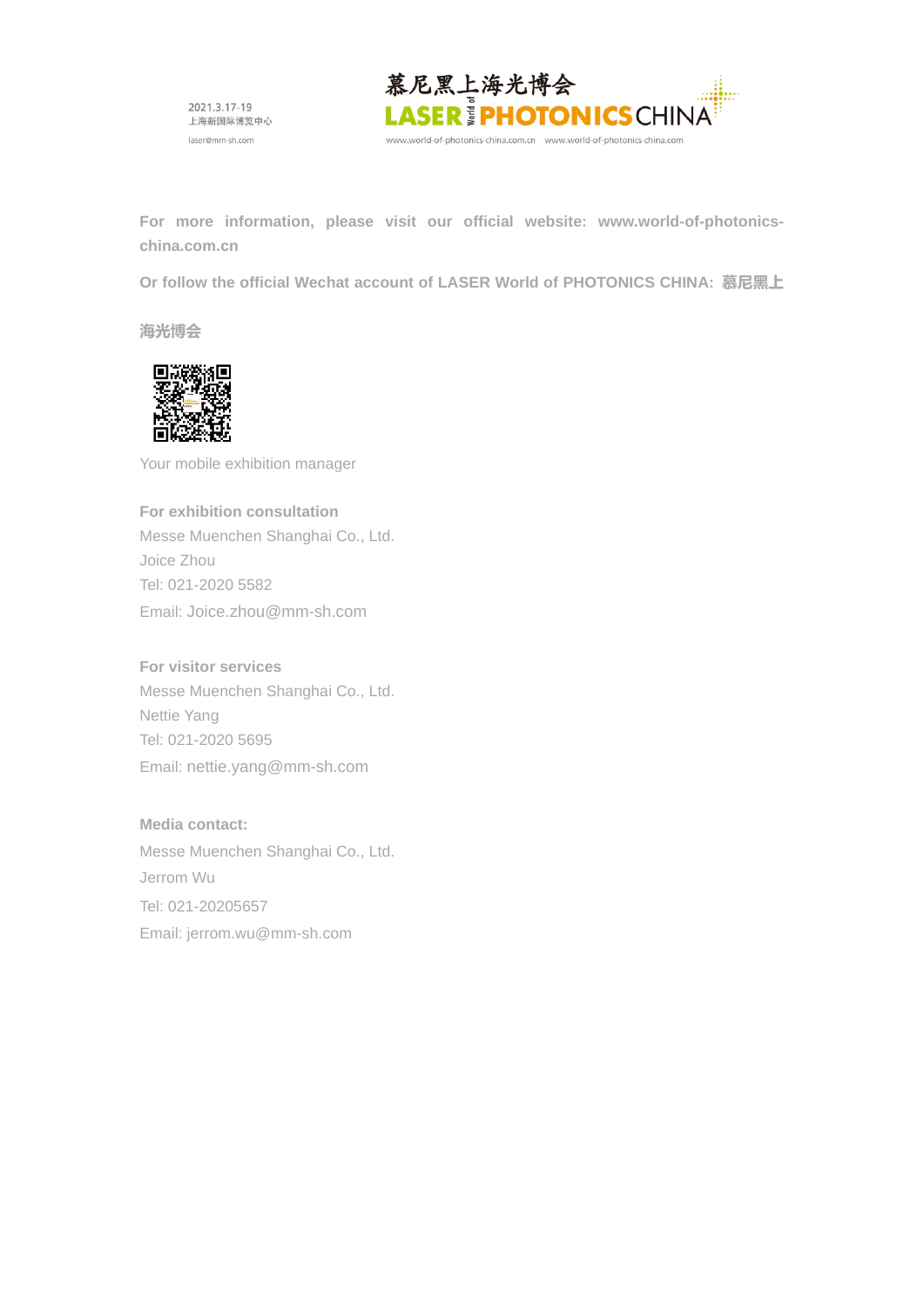For more information, please visit our official website: www.world-of-photonics-china.com.cn

Or follow the official Wechat account of LASER World of PHOTONICS CHINA: **慕尼黑上海光博会**

Your mobile exhibition manager

**For exhibition consultation**
Messe Muenchen Shanghai Co., Ltd.
Joice Zhou
Tel: 021-2020 5582
Email: Joice.zhou@mm-sh.com

**For visitor services**
Messe Muenchen Shanghai Co., Ltd.
Nettie Yang
Tel: 021-2020 5695
Email: nettie.yang@mm-sh.com

**Media contact:**
Messe Muenchen Shanghai Co., Ltd.
Jerrom Wu
Tel: 021-20205657
Email: jerrom.wu@mm-sh.com